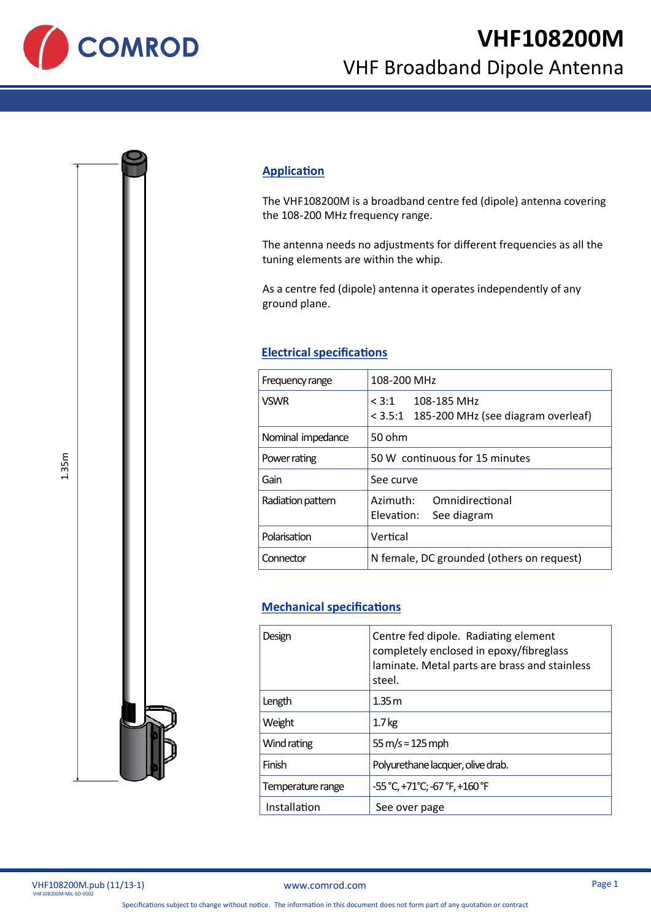# VHF108200M

## VHF Broadband Dipole Antenna

1.35m

## Application

The VHF108200M is a broadband centre fed (dipole) antenna covering the 108-200 MHz frequency range.

The antenna needs no adjustments for different frequencies as all the tuning elements are within the whip.

As a centre fed (dipole) antenna it operates independently of any ground plane.

## Electrical specifications

| | |
|---|---|
| Frequency range | 108-200 MHz |
| VSWR | < 3:1 108-185 MHz<br>< 3.5:1 185-200 MHz (see diagram overleaf) |
| Nominal impedance | 50 ohm |
| Power rating | 50 W continuous for 15 minutes |
| Gain | See curve |
| Radiation pattern | Azimuth: Omnidirectional<br>Elevation: See diagram |
| Polarisation | Vertical |
| Connector | N female, DC grounded (others on request) |

## Mechanical specifications

| | |
|---|---|
| Design | Centre fed dipole. Radiating element completely enclosed in epoxy/fibreglass laminate. Metal parts are brass and stainless steel. |
| Length | 1.35 m |
| Weight | 1.7 kg |
| Wind rating | 55 m/s = 125 mph |
| Finish | Polyurethane lacquer, olive drab. |
| Temperature range | -55 °C, +71°C; -67 °F, +160 °F |
| Installation | See over page |

VHF108200M.pub (11/13-1)
VHF108200M-MIL-SD-0002

www.comrod.com

Specifications subject to change without notice. The information in this document does not form part of any quotation or contract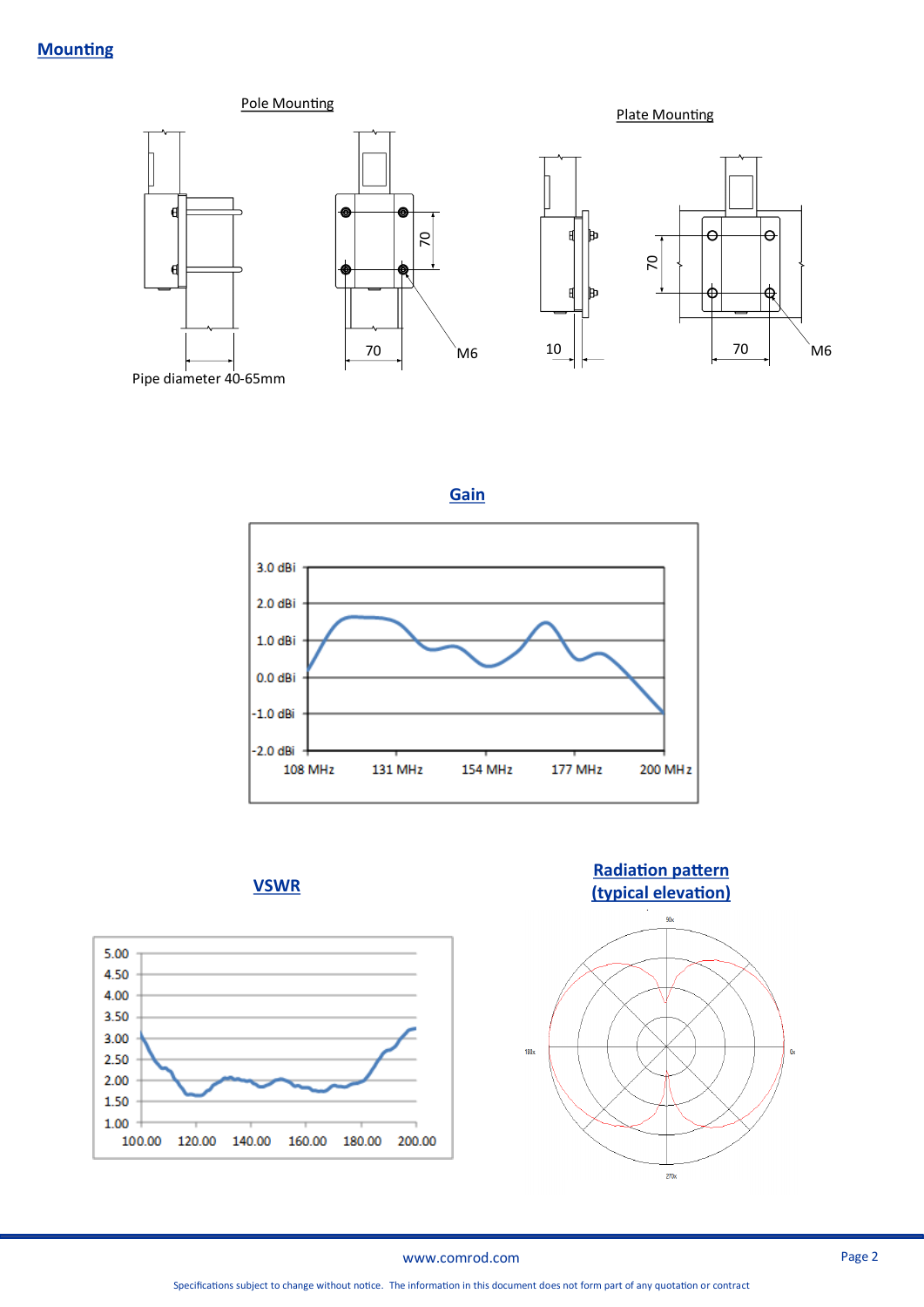## Mounting

Pole Mounting

70

70

M6

Pipe diameter 40-65mm

Plate Mounting

10

70

70

M6

## Gain

3.0 dBi
2.0 dBi
1.0 dBi
0.0 dBi
-1.0 dBi
-2.0 dBi

108 MHz
131 MHz
154 MHz
177 MHz
200 MHz

## VSWR

5.00
4.50
4.00
3.50
3.00
2.50
2.00
1.50
1.00

100.00
120.00
140.00
160.00
180.00
200.00

## Radiation pattern (typical elevation)

90x

180x

0x

270x

www.comrod.com

Specifications subject to change without notice. The information in this document does not form part of any quotation or contract